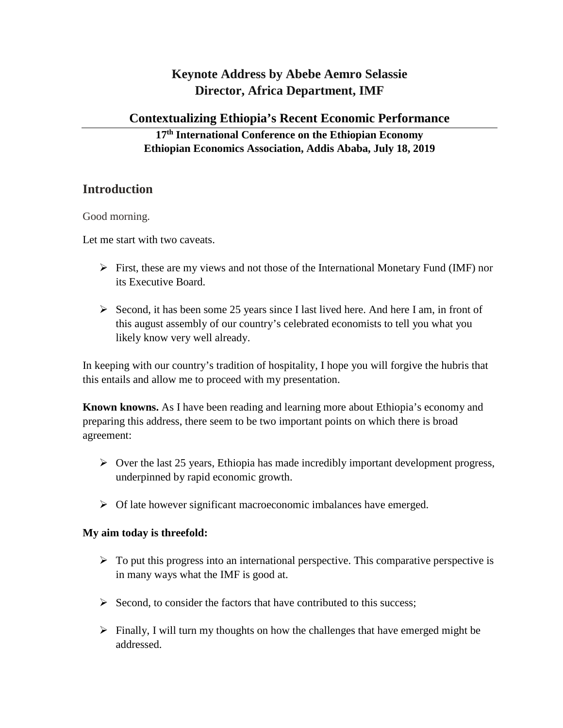# Keynote Address by Abebe Aemro Selassie
# Director, Africa Department, IMF

## Contextualizing Ethiopia's Recent Economic Performance

**17th International Conference on the Ethiopian Economy**
**Ethiopian Economics Association, Addis Ababa, July 18, 2019**

## Introduction

Good morning.

Let me start with two caveats.

- First, these are my views and not those of the International Monetary Fund (IMF) nor its Executive Board.
- Second, it has been some 25 years since I last lived here. And here I am, in front of this august assembly of our country's celebrated economists to tell you what you likely know very well already.

In keeping with our country's tradition of hospitality, I hope you will forgive the hubris that this entails and allow me to proceed with my presentation.

**Known knowns.** As I have been reading and learning more about Ethiopia's economy and preparing this address, there seem to be two important points on which there is broad agreement:

- Over the last 25 years, Ethiopia has made incredibly important development progress, underpinned by rapid economic growth.
- Of late however significant macroeconomic imbalances have emerged.

**My aim today is threefold:**

- To put this progress into an international perspective. This comparative perspective is in many ways what the IMF is good at.
- Second, to consider the factors that have contributed to this success;
- Finally, I will turn my thoughts on how the challenges that have emerged might be addressed.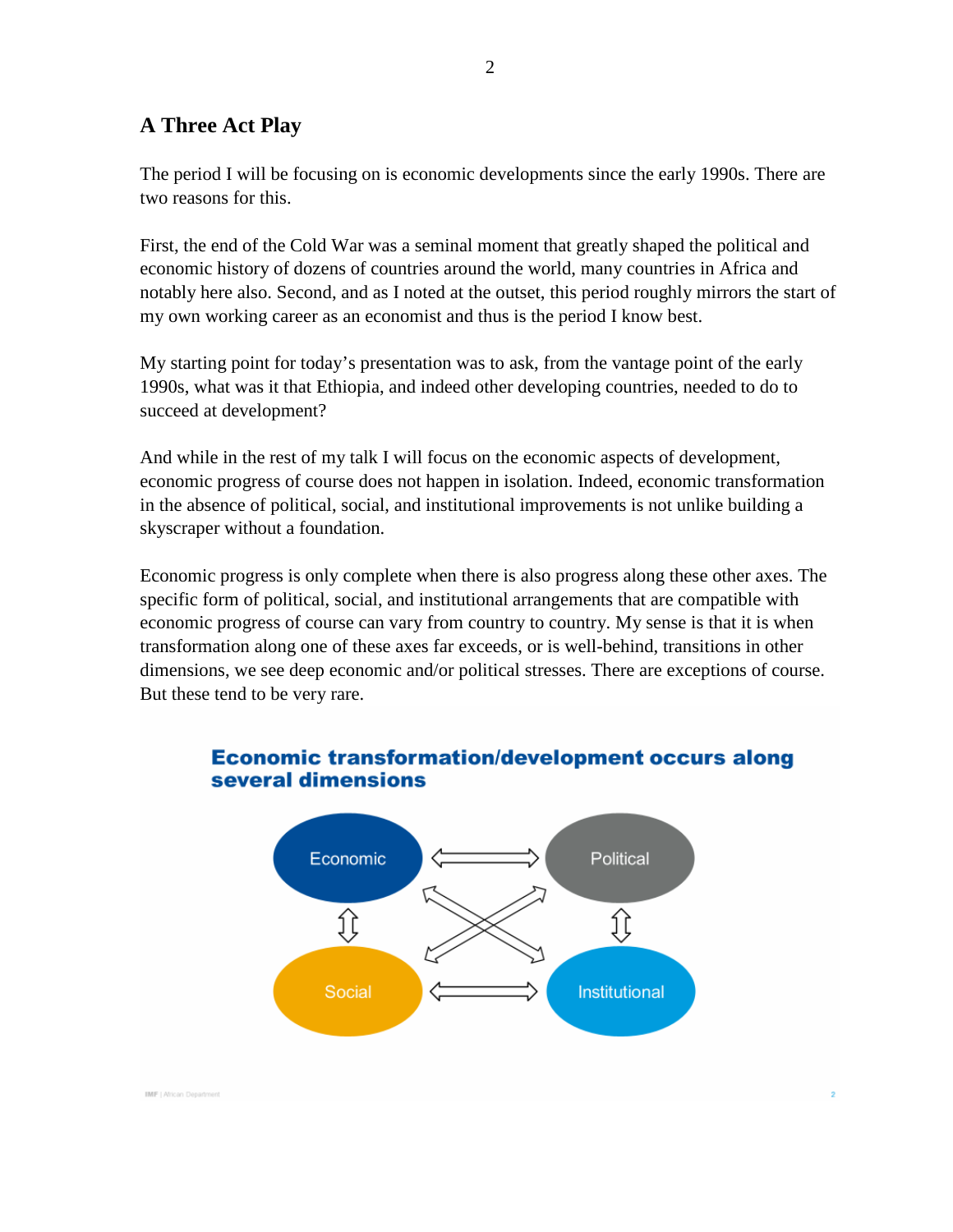## A Three Act Play

The period I will be focusing on is economic developments since the early 1990s. There are two reasons for this.

First, the end of the Cold War was a seminal moment that greatly shaped the political and economic history of dozens of countries around the world, many countries in Africa and notably here also. Second, and as I noted at the outset, this period roughly mirrors the start of my own working career as an economist and thus is the period I know best.

My starting point for today's presentation was to ask, from the vantage point of the early 1990s, what was it that Ethiopia, and indeed other developing countries, needed to do to succeed at development?

And while in the rest of my talk I will focus on the economic aspects of development, economic progress of course does not happen in isolation. Indeed, economic transformation in the absence of political, social, and institutional improvements is not unlike building a skyscraper without a foundation.

Economic progress is only complete when there is also progress along these other axes. The specific form of political, social, and institutional arrangements that are compatible with economic progress of course can vary from country to country. My sense is that it is when transformation along one of these axes far exceeds, or is well-behind, transitions in other dimensions, we see deep economic and/or political stresses. There are exceptions of course. But these tend to be very rare.

**Economic transformation/development occurs along several dimensions**

Economic ⟺ Political

Social ⟺ Institutional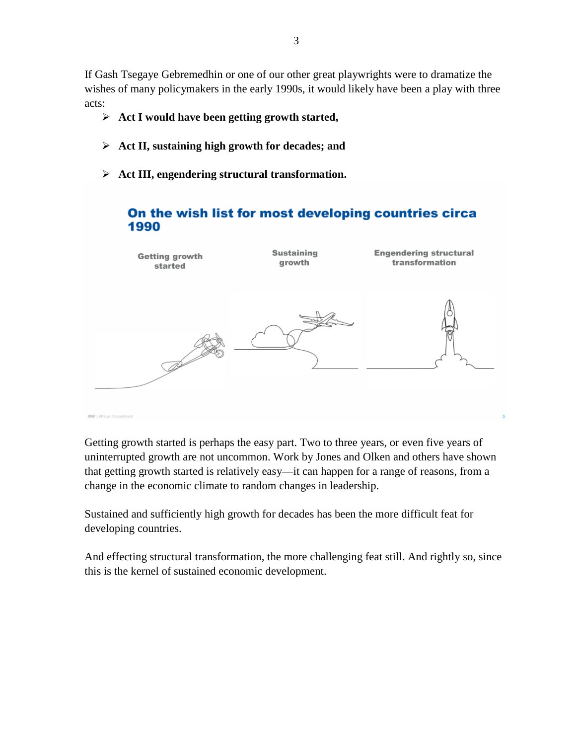If Gash Tsegaye Gebremedhin or one of our other great playwrights were to dramatize the wishes of many policymakers in the early 1990s, it would likely have been a play with three acts:

- **Act I would have been getting growth started,**
- **Act II, sustaining high growth for decades; and**
- **Act III, engendering structural transformation.**

**On the wish list for most developing countries circa 1990**

Getting growth started | Sustaining growth | Engendering structural transformation

IMF | African Department

Getting growth started is perhaps the easy part. Two to three years, or even five years of uninterrupted growth are not uncommon. Work by Jones and Olken and others have shown that getting growth started is relatively easy—it can happen for a range of reasons, from a change in the economic climate to random changes in leadership.

Sustained and sufficiently high growth for decades has been the more difficult feat for developing countries.

And effecting structural transformation, the more challenging feat still. And rightly so, since this is the kernel of sustained economic development.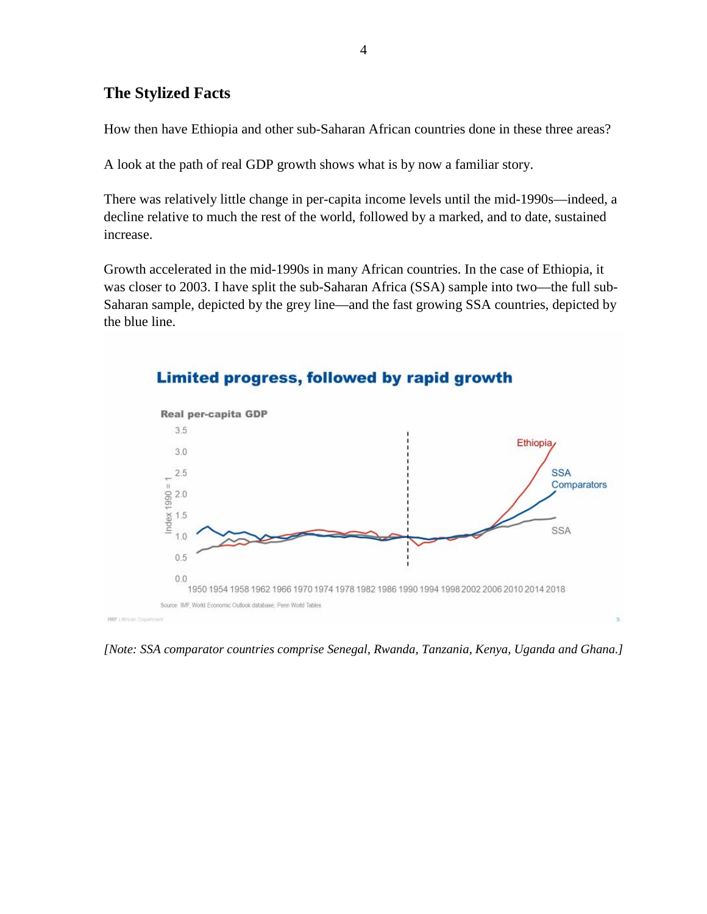## The Stylized Facts

How then have Ethiopia and other sub-Saharan African countries done in these three areas?

A look at the path of real GDP growth shows what is by now a familiar story.

There was relatively little change in per-capita income levels until the mid-1990s—indeed, a decline relative to much the rest of the world, followed by a marked, and to date, sustained increase.

Growth accelerated in the mid-1990s in many African countries. In the case of Ethiopia, it was closer to 2003. I have split the sub-Saharan Africa (SSA) sample into two—the full sub-Saharan sample, depicted by the grey line—and the fast growing SSA countries, depicted by the blue line.

*[Note: SSA comparator countries comprise Senegal, Rwanda, Tanzania, Kenya, Uganda and Ghana.]*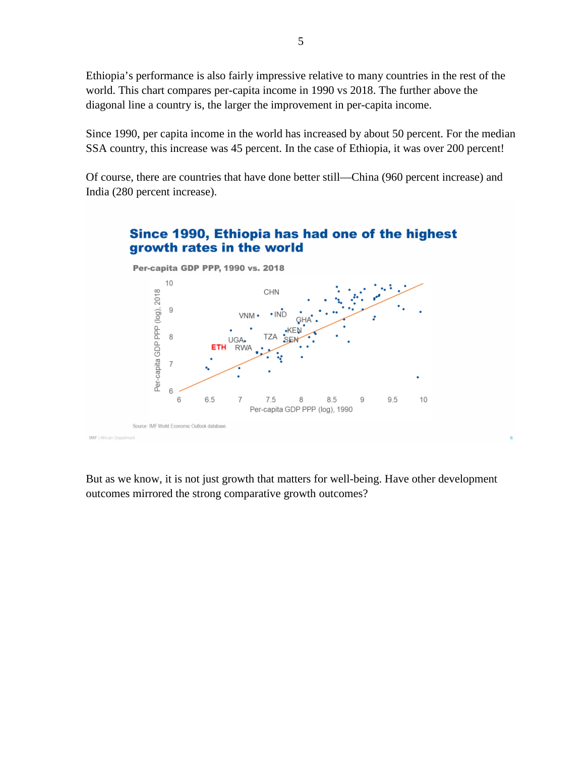Ethiopia's performance is also fairly impressive relative to many countries in the rest of the world. This chart compares per-capita income in 1990 vs 2018. The further above the diagonal line a country is, the larger the improvement in per-capita income.

Since 1990, per capita income in the world has increased by about 50 percent. For the median SSA country, this increase was 45 percent. In the case of Ethiopia, it was over 200 percent!

Of course, there are countries that have done better still—China (960 percent increase) and India (280 percent increase).

**Since 1990, Ethiopia has had one of the highest growth rates in the world**

**Per-capita GDP PPP, 1990 vs. 2018**

Source: IMF World Economic Outlook database.

But as we know, it is not just growth that matters for well-being. Have other development outcomes mirrored the strong comparative growth outcomes?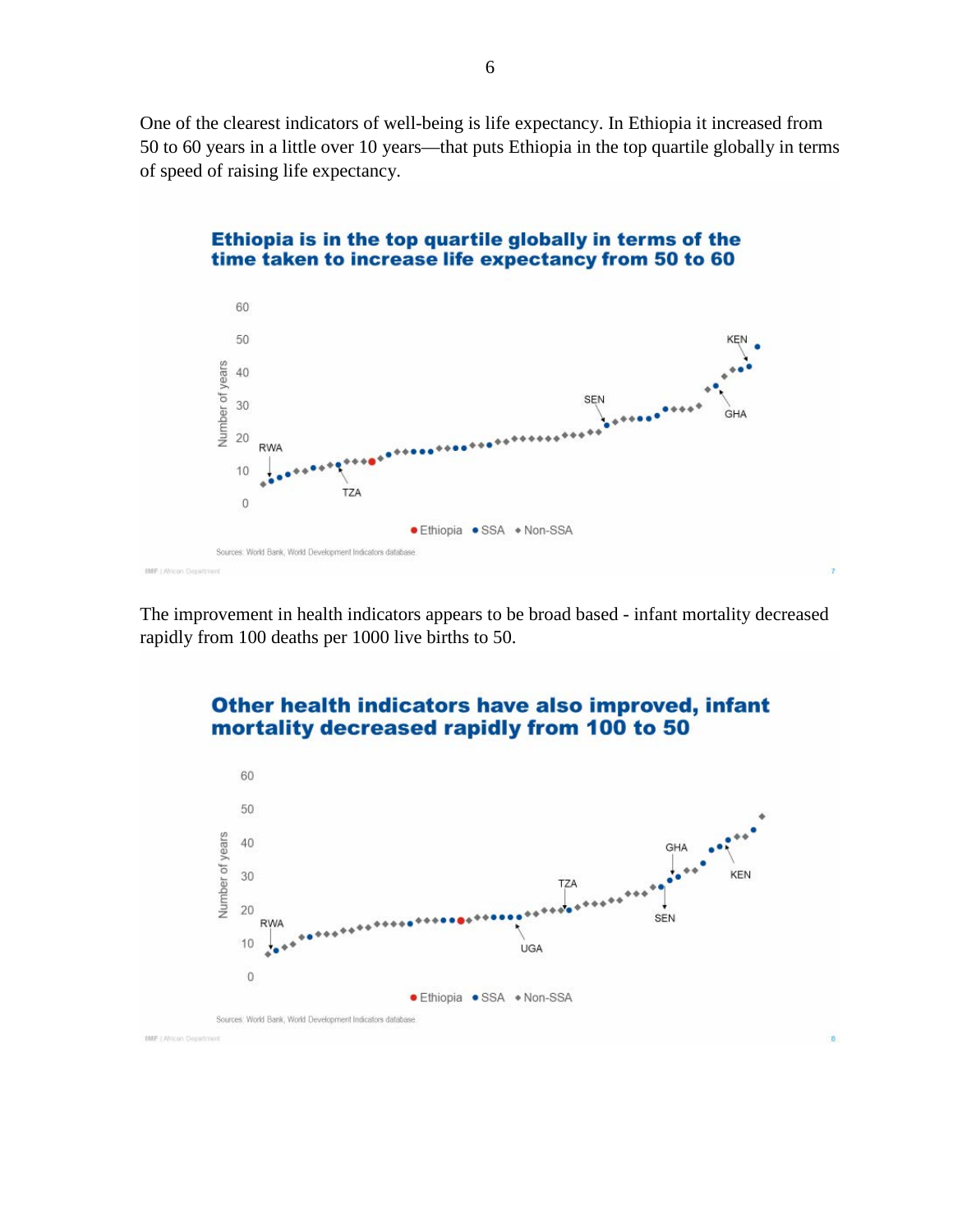One of the clearest indicators of well-being is life expectancy. In Ethiopia it increased from 50 to 60 years in a little over 10 years—that puts Ethiopia in the top quartile globally in terms of speed of raising life expectancy.

**Ethiopia is in the top quartile globally in terms of the time taken to increase life expectancy from 50 to 60**

Sources: World Bank, World Development Indicators database.

The improvement in health indicators appears to be broad based - infant mortality decreased rapidly from 100 deaths per 1000 live births to 50.

**Other health indicators have also improved, infant mortality decreased rapidly from 100 to 50**

Sources: World Bank, World Development Indicators database.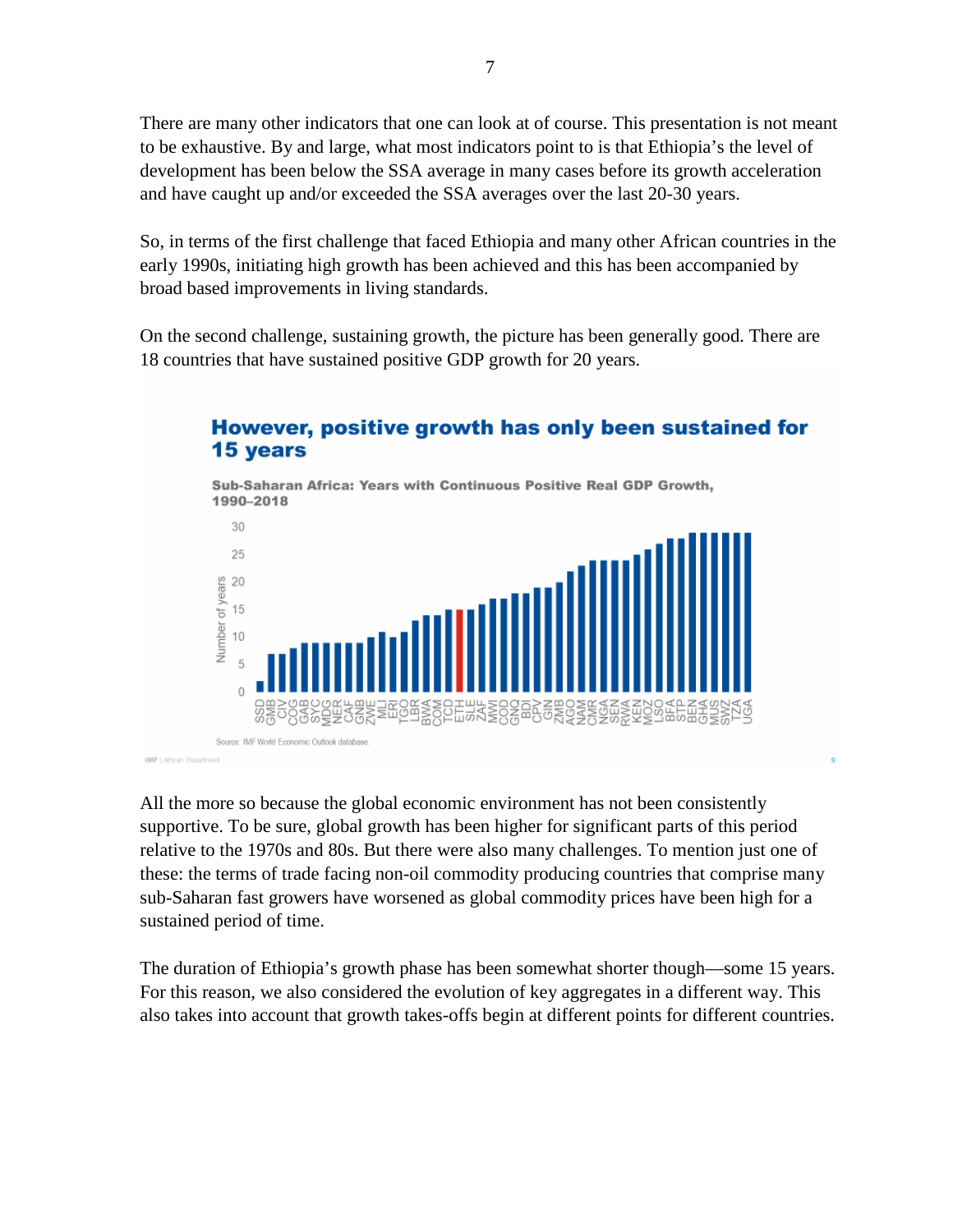There are many other indicators that one can look at of course. This presentation is not meant to be exhaustive. By and large, what most indicators point to is that Ethiopia's the level of development has been below the SSA average in many cases before its growth acceleration and have caught up and/or exceeded the SSA averages over the last 20-30 years.

So, in terms of the first challenge that faced Ethiopia and many other African countries in the early 1990s, initiating high growth has been achieved and this has been accompanied by broad based improvements in living standards.

On the second challenge, sustaining growth, the picture has been generally good. There are 18 countries that have sustained positive GDP growth for 20 years.

**However, positive growth has only been sustained for 15 years**

**Sub-Saharan Africa: Years with Continuous Positive Real GDP Growth, 1990–2018**

Source: IMF World Economic Outlook database.

All the more so because the global economic environment has not been consistently supportive. To be sure, global growth has been higher for significant parts of this period relative to the 1970s and 80s. But there were also many challenges. To mention just one of these: the terms of trade facing non-oil commodity producing countries that comprise many sub-Saharan fast growers have worsened as global commodity prices have been high for a sustained period of time.

The duration of Ethiopia's growth phase has been somewhat shorter though—some 15 years. For this reason, we also considered the evolution of key aggregates in a different way. This also takes into account that growth takes-offs begin at different points for different countries.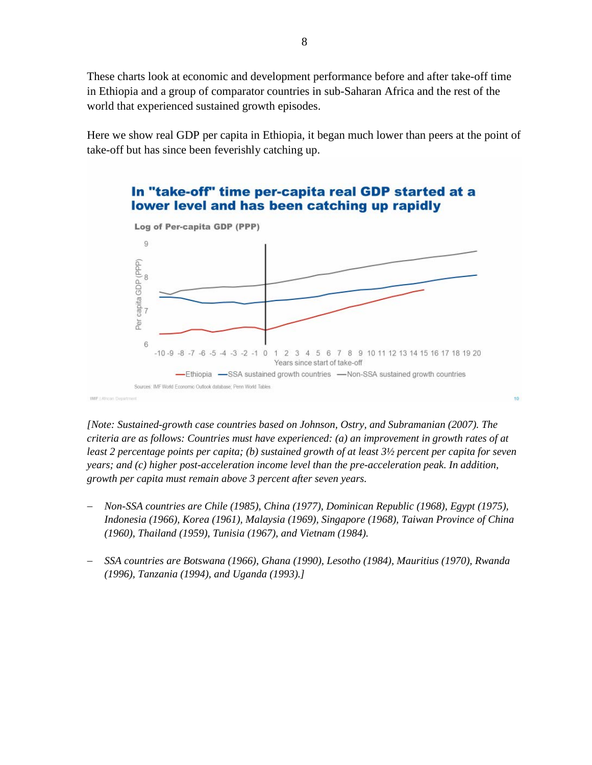These charts look at economic and development performance before and after take-off time in Ethiopia and a group of comparator countries in sub-Saharan Africa and the rest of the world that experienced sustained growth episodes.

Here we show real GDP per capita in Ethiopia, it began much lower than peers at the point of take-off but has since been feverishly catching up.

*[Note: Sustained-growth case countries based on Johnson, Ostry, and Subramanian (2007). The criteria are as follows: Countries must have experienced: (a) an improvement in growth rates of at least 2 percentage points per capita; (b) sustained growth of at least 3½ percent per capita for seven years; and (c) higher post-acceleration income level than the pre-acceleration peak. In addition, growth per capita must remain above 3 percent after seven years.*

- *Non-SSA countries are Chile (1985), China (1977), Dominican Republic (1968), Egypt (1975), Indonesia (1966), Korea (1961), Malaysia (1969), Singapore (1968), Taiwan Province of China (1960), Thailand (1959), Tunisia (1967), and Vietnam (1984).*

- *SSA countries are Botswana (1966), Ghana (1990), Lesotho (1984), Mauritius (1970), Rwanda (1996), Tanzania (1994), and Uganda (1993).]*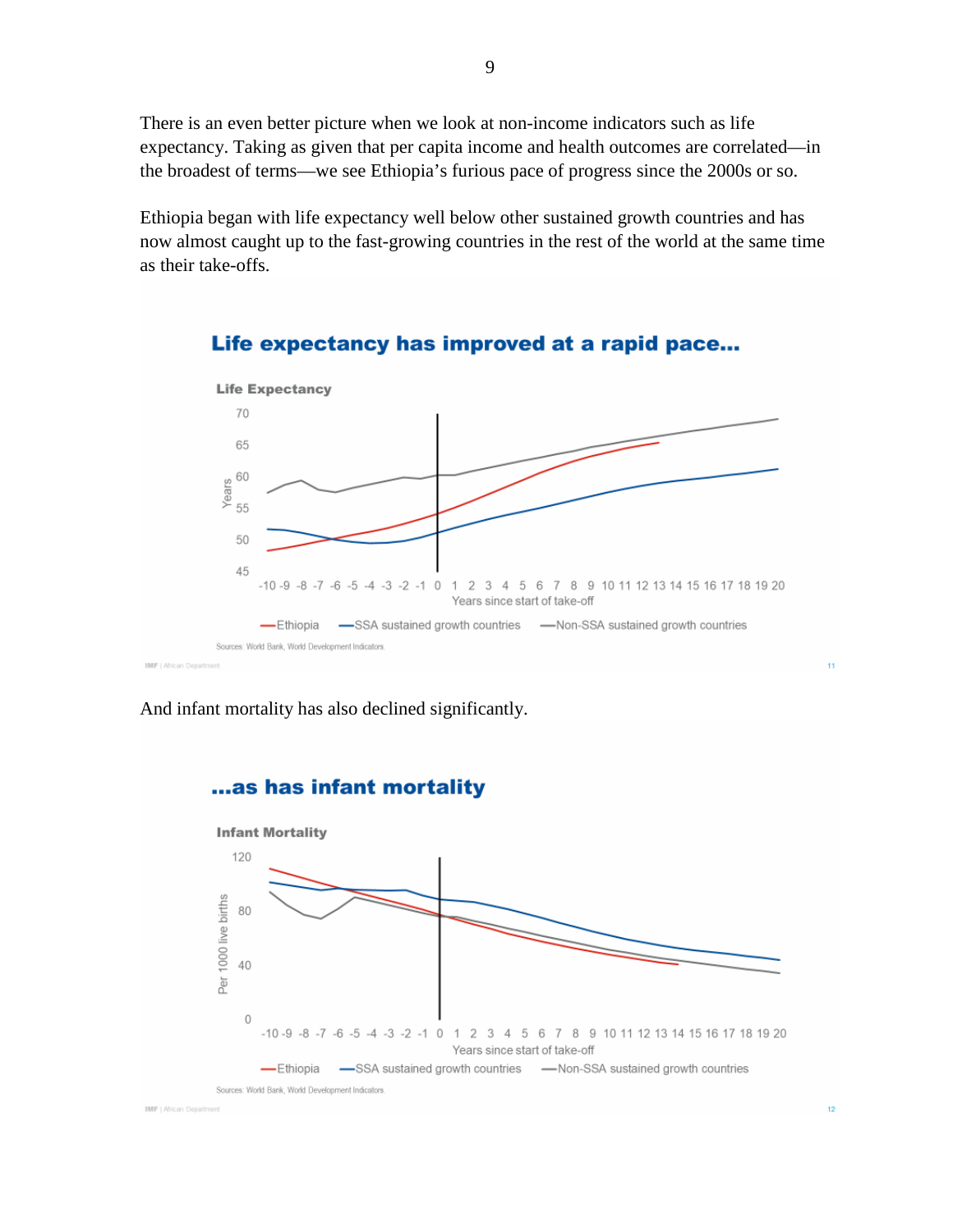There is an even better picture when we look at non-income indicators such as life expectancy. Taking as given that per capita income and health outcomes are correlated—in the broadest of terms—we see Ethiopia's furious pace of progress since the 2000s or so.

Ethiopia began with life expectancy well below other sustained growth countries and has now almost caught up to the fast-growing countries in the rest of the world at the same time as their take-offs.

**Life expectancy has improved at a rapid pace...**

Life Expectancy

Sources: World Bank, World Development Indicators.

And infant mortality has also declined significantly.

**...as has infant mortality**

Infant Mortality

Sources: World Bank, World Development Indicators.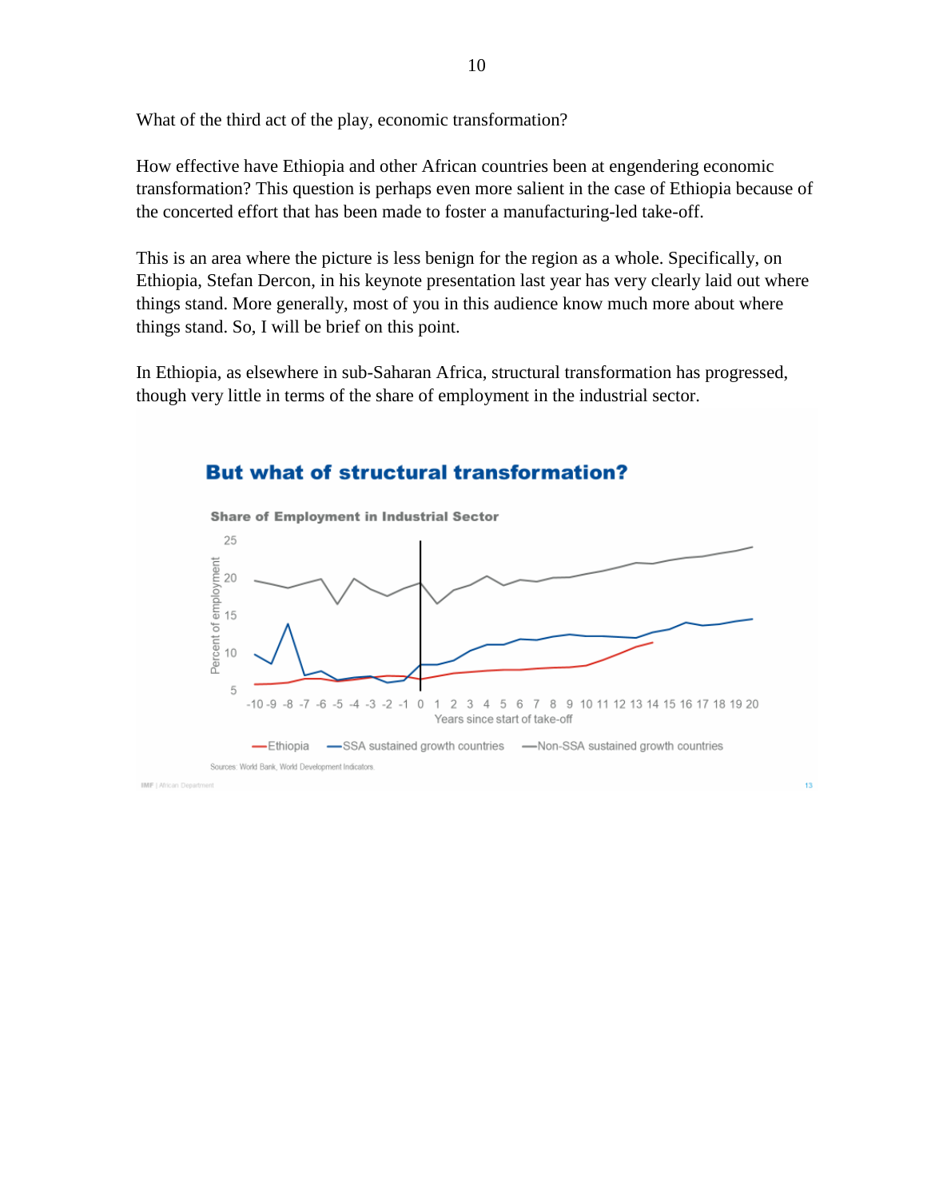What of the third act of the play, economic transformation?

How effective have Ethiopia and other African countries been at engendering economic transformation? This question is perhaps even more salient in the case of Ethiopia because of the concerted effort that has been made to foster a manufacturing-led take-off.

This is an area where the picture is less benign for the region as a whole. Specifically, on Ethiopia, Stefan Dercon, in his keynote presentation last year has very clearly laid out where things stand. More generally, most of you in this audience know much more about where things stand. So, I will be brief on this point.

In Ethiopia, as elsewhere in sub-Saharan Africa, structural transformation has progressed, though very little in terms of the share of employment in the industrial sector.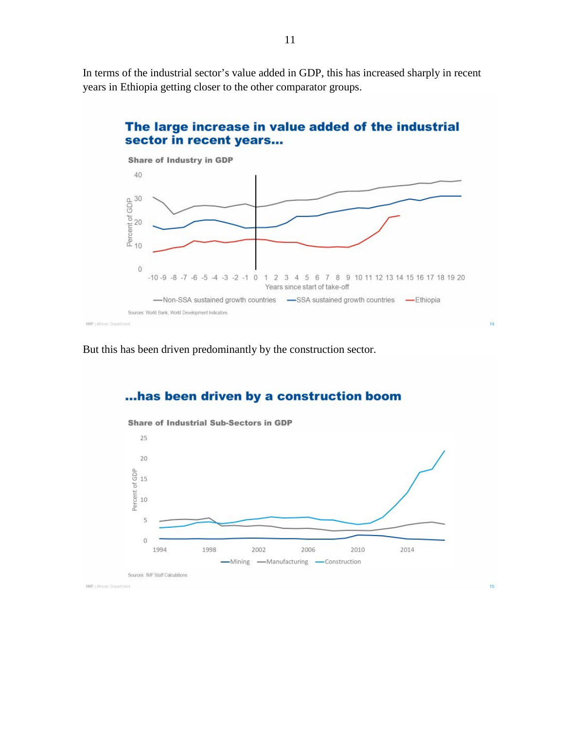In terms of the industrial sector's value added in GDP, this has increased sharply in recent years in Ethiopia getting closer to the other comparator groups.

**The large increase in value added of the industrial sector in recent years...**

Share of Industry in GDP

Sources: World Bank, World Development Indicators.

But this has been driven predominantly by the construction sector.

**...has been driven by a construction boom**

Share of Industrial Sub-Sectors in GDP

Sources: IMF Staff Calculations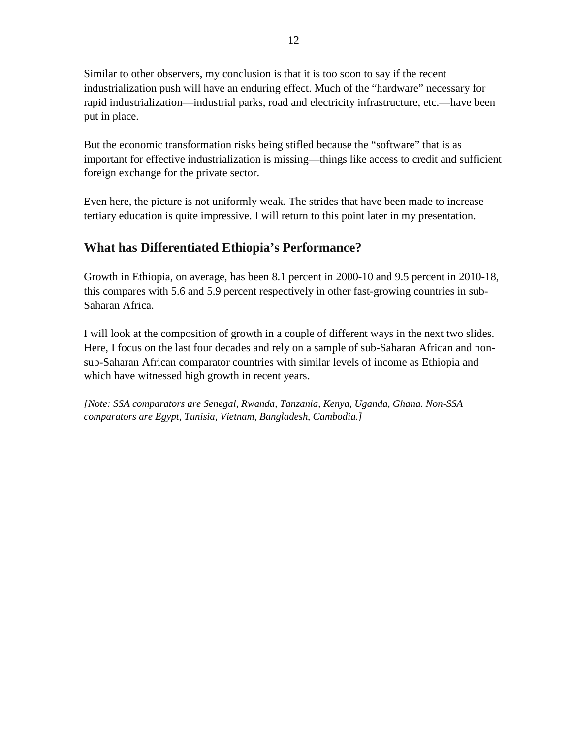Similar to other observers, my conclusion is that it is too soon to say if the recent industrialization push will have an enduring effect. Much of the "hardware" necessary for rapid industrialization—industrial parks, road and electricity infrastructure, etc.—have been put in place.

But the economic transformation risks being stifled because the "software" that is as important for effective industrialization is missing—things like access to credit and sufficient foreign exchange for the private sector.

Even here, the picture is not uniformly weak. The strides that have been made to increase tertiary education is quite impressive. I will return to this point later in my presentation.

## What has Differentiated Ethiopia's Performance?

Growth in Ethiopia, on average, has been 8.1 percent in 2000-10 and 9.5 percent in 2010-18, this compares with 5.6 and 5.9 percent respectively in other fast-growing countries in sub-Saharan Africa.

I will look at the composition of growth in a couple of different ways in the next two slides. Here, I focus on the last four decades and rely on a sample of sub-Saharan African and non-sub-Saharan African comparator countries with similar levels of income as Ethiopia and which have witnessed high growth in recent years.

*[Note: SSA comparators are Senegal, Rwanda, Tanzania, Kenya, Uganda, Ghana. Non-SSA comparators are Egypt, Tunisia, Vietnam, Bangladesh, Cambodia.]*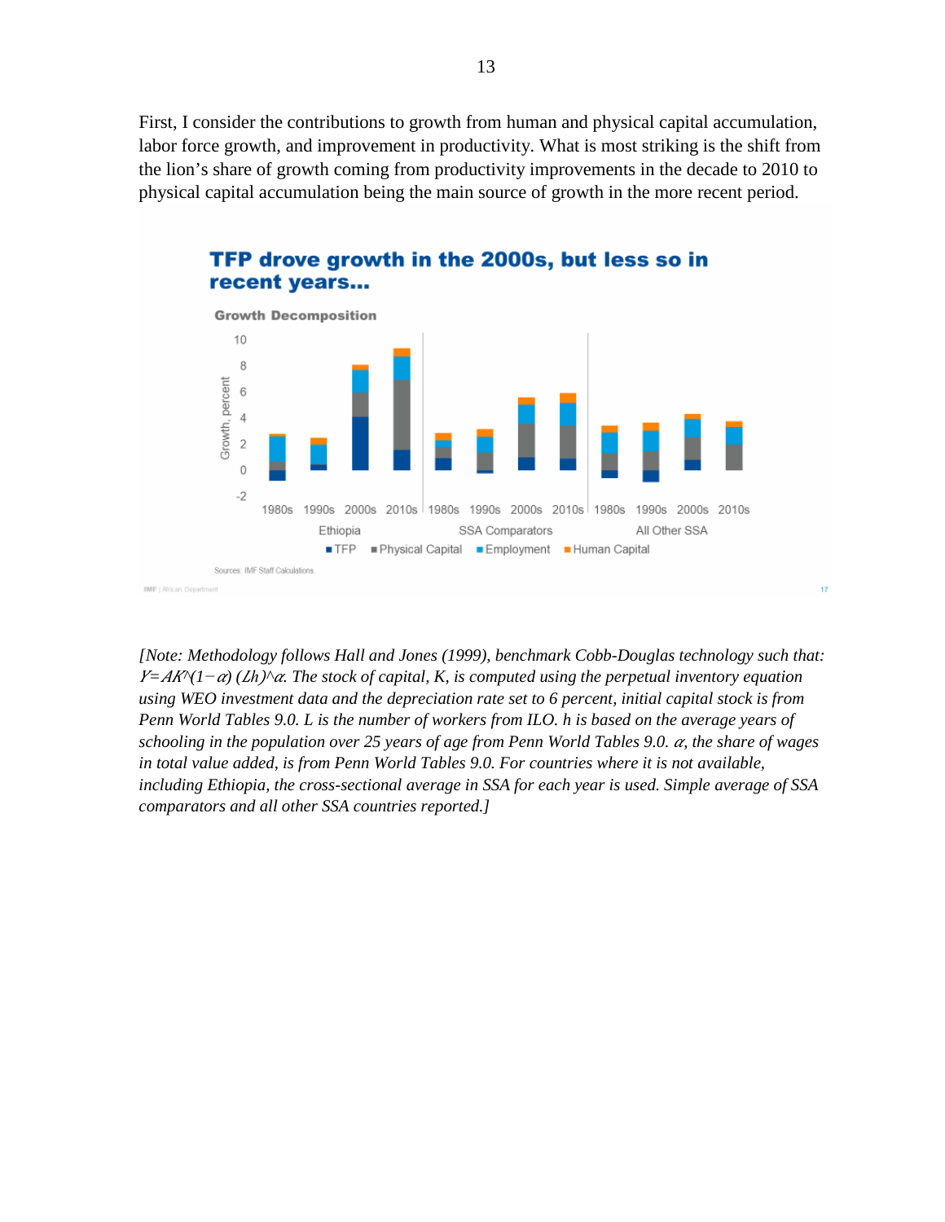First, I consider the contributions to growth from human and physical capital accumulation, labor force growth, and improvement in productivity. What is most striking is the shift from the lion's share of growth coming from productivity improvements in the decade to 2010 to physical capital accumulation being the main source of growth in the more recent period.

**TFP drove growth in the 2000s, but less so in recent years…**

Growth Decomposition

Sources: IMF Staff Calculations.

*[Note: Methodology follows Hall and Jones (1999), benchmark Cobb-Douglas technology such that: $Y=AK^{(1-\alpha)}(Lh)^{\alpha}$. The stock of capital, K, is computed using the perpetual inventory equation using WEO investment data and the depreciation rate set to 6 percent, initial capital stock is from Penn World Tables 9.0. L is the number of workers from ILO. h is based on the average years of schooling in the population over 25 years of age from Penn World Tables 9.0. $\alpha$, the share of wages in total value added, is from Penn World Tables 9.0. For countries where it is not available, including Ethiopia, the cross-sectional average in SSA for each year is used. Simple average of SSA comparators and all other SSA countries reported.]*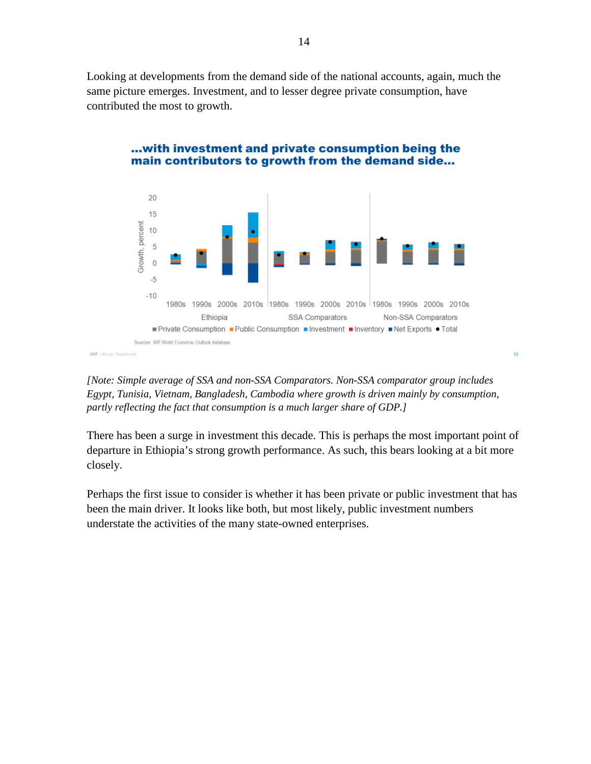Looking at developments from the demand side of the national accounts, again, much the same picture emerges. Investment, and to lesser degree private consumption, have contributed the most to growth.

**...with investment and private consumption being the main contributors to growth from the demand side...**

Sources: IMF World Economic Outlook database.

*[Note: Simple average of SSA and non-SSA Comparators. Non-SSA comparator group includes Egypt, Tunisia, Vietnam, Bangladesh, Cambodia where growth is driven mainly by consumption, partly reflecting the fact that consumption is a much larger share of GDP.]*

There has been a surge in investment this decade. This is perhaps the most important point of departure in Ethiopia's strong growth performance. As such, this bears looking at a bit more closely.

Perhaps the first issue to consider is whether it has been private or public investment that has been the main driver. It looks like both, but most likely, public investment numbers understate the activities of the many state-owned enterprises.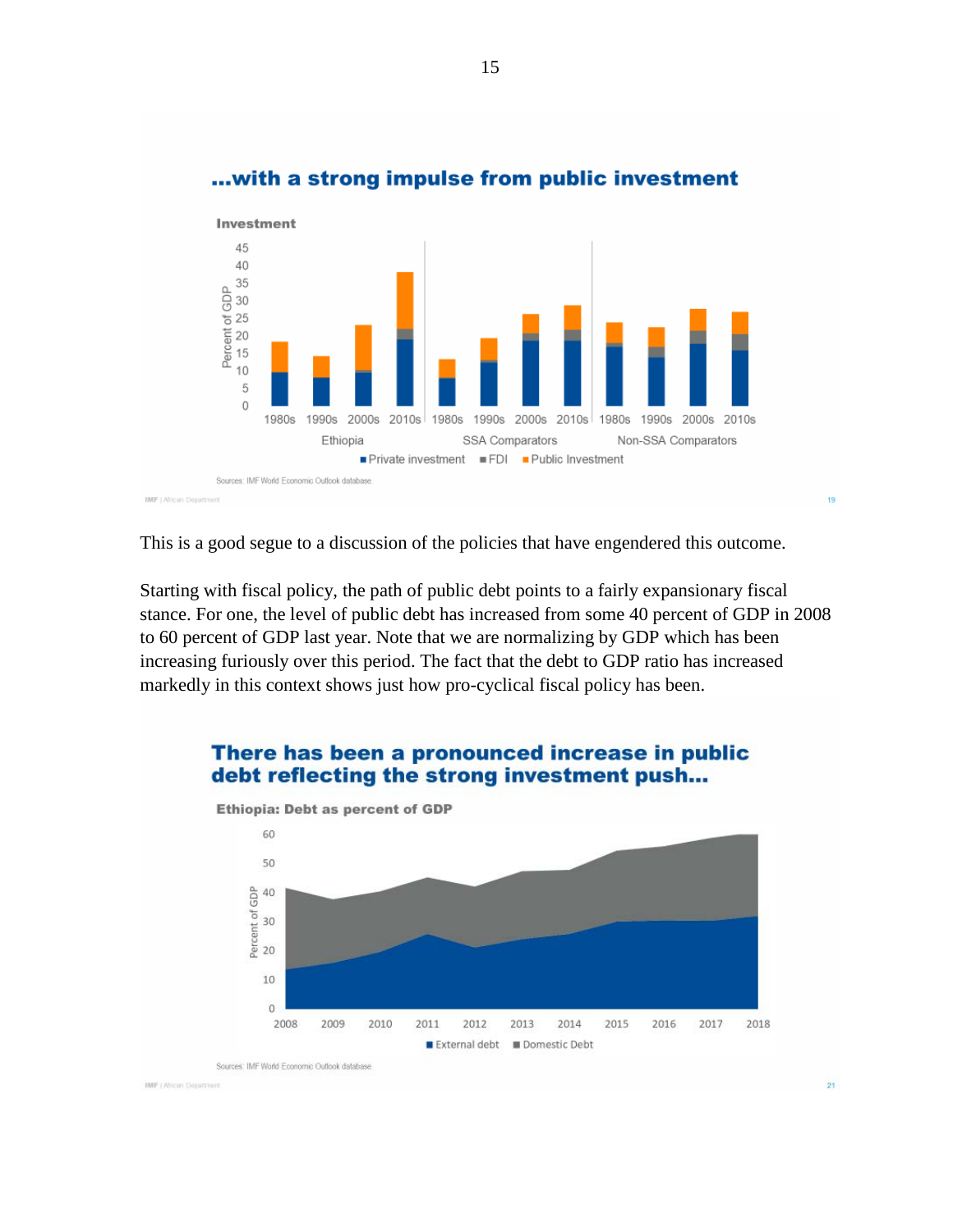## ...with a strong impulse from public investment

**Investment**

Sources: IMF World Economic Outlook database.

This is a good segue to a discussion of the policies that have engendered this outcome.

Starting with fiscal policy, the path of public debt points to a fairly expansionary fiscal stance. For one, the level of public debt has increased from some 40 percent of GDP in 2008 to 60 percent of GDP last year. Note that we are normalizing by GDP which has been increasing furiously over this period. The fact that the debt to GDP ratio has increased markedly in this context shows just how pro-cyclical fiscal policy has been.

## There has been a pronounced increase in public debt reflecting the strong investment push...

**Ethiopia: Debt as percent of GDP**

Sources: IMF World Economic Outlook database.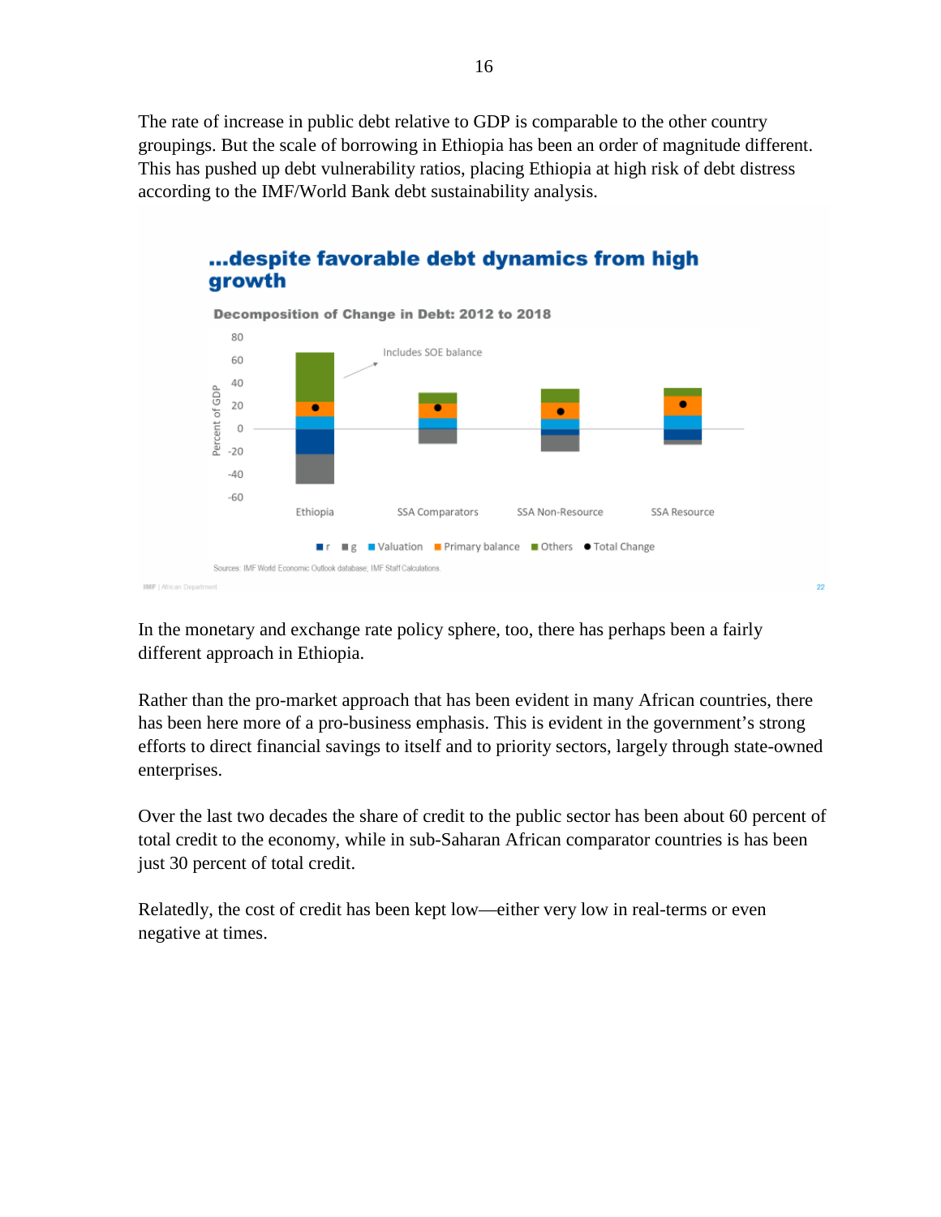The rate of increase in public debt relative to GDP is comparable to the other country groupings. But the scale of borrowing in Ethiopia has been an order of magnitude different. This has pushed up debt vulnerability ratios, placing Ethiopia at high risk of debt distress according to the IMF/World Bank debt sustainability analysis.

**...despite favorable debt dynamics from high growth**

**Decomposition of Change in Debt: 2012 to 2018**

Includes SOE balance

Percent of GDP

Ethiopia | SSA Comparators | SSA Non-Resource | SSA Resource

r | g | Valuation | Primary balance | Others | Total Change

Sources: IMF World Economic Outlook database; IMF Staff Calculations.

In the monetary and exchange rate policy sphere, too, there has perhaps been a fairly different approach in Ethiopia.

Rather than the pro-market approach that has been evident in many African countries, there has been here more of a pro-business emphasis. This is evident in the government's strong efforts to direct financial savings to itself and to priority sectors, largely through state-owned enterprises.

Over the last two decades the share of credit to the public sector has been about 60 percent of total credit to the economy, while in sub-Saharan African comparator countries is has been just 30 percent of total credit.

Relatedly, the cost of credit has been kept low—either very low in real-terms or even negative at times.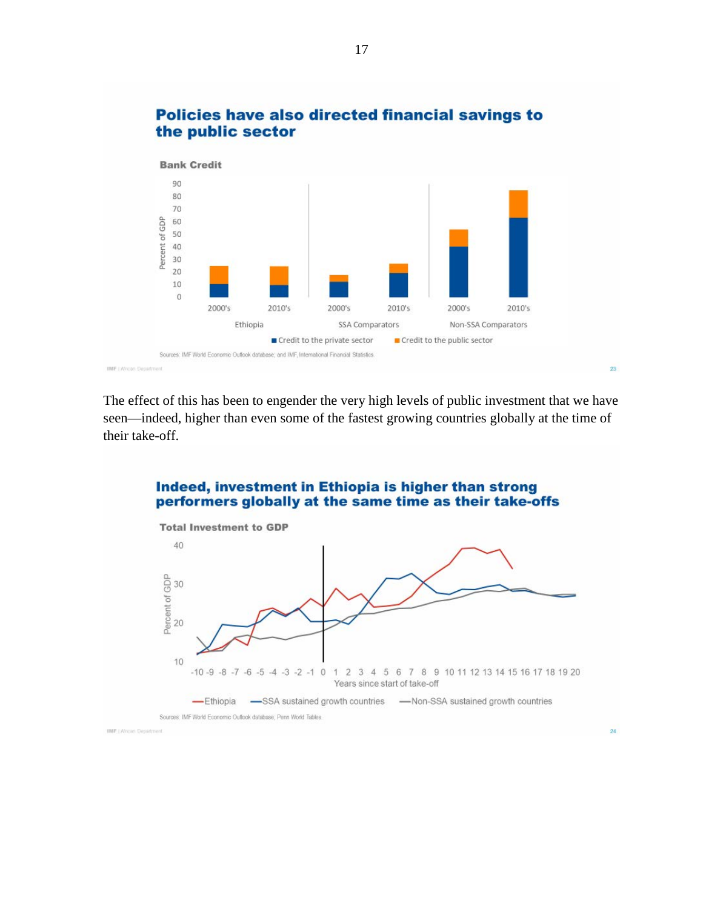## Policies have also directed financial savings to the public sector

**Bank Credit**

Sources: IMF World Economic Outlook database; and IMF, International Financial Statistics.

The effect of this has been to engender the very high levels of public investment that we have seen—indeed, higher than even some of the fastest growing countries globally at the time of their take-off.

## Indeed, investment in Ethiopia is higher than strong performers globally at the same time as their take-offs

**Total Investment to GDP**

Sources: IMF World Economic Outlook database; Penn World Tables.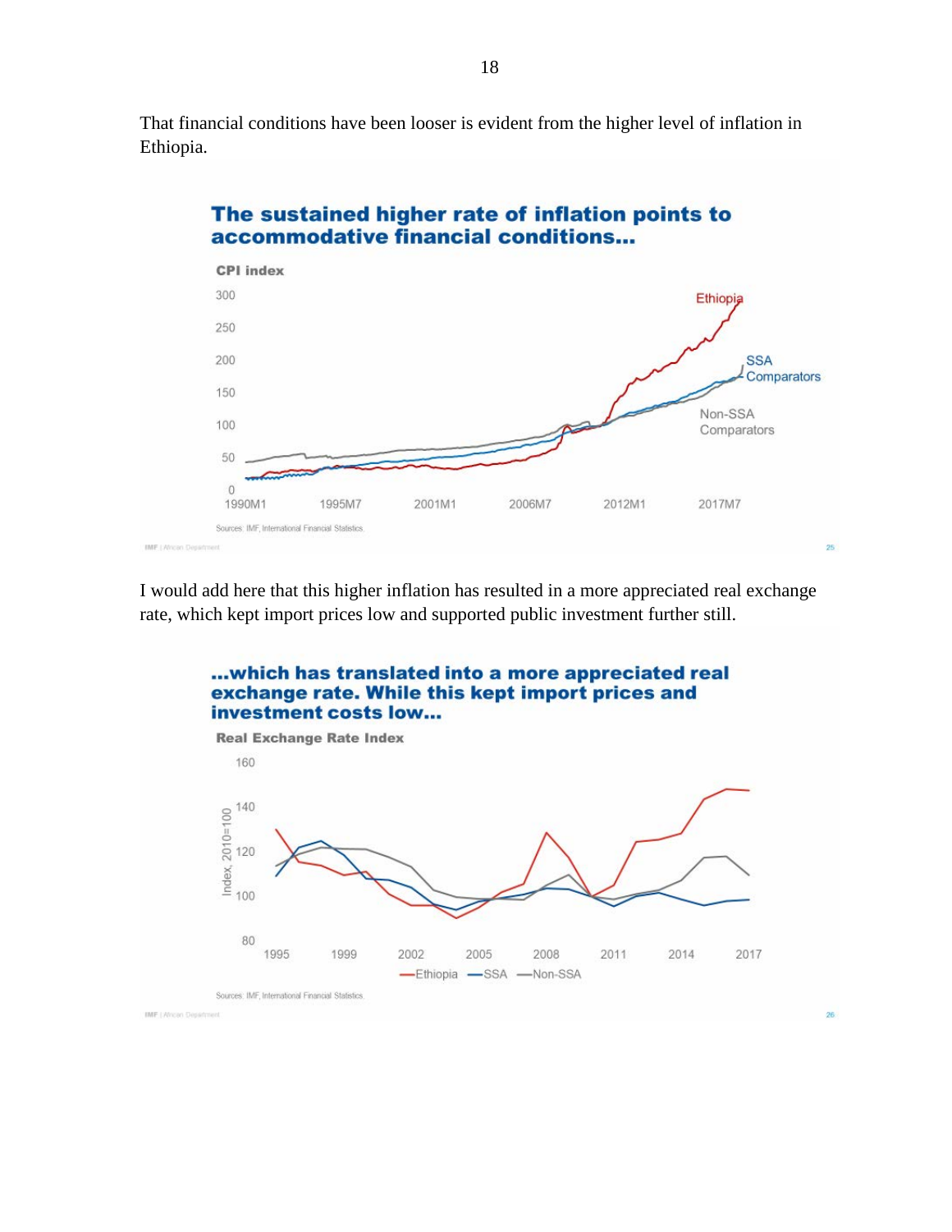That financial conditions have been looser is evident from the higher level of inflation in Ethiopia.

**The sustained higher rate of inflation points to accommodative financial conditions…**

CPI index

Sources: IMF, International Financial Statistics.

I would add here that this higher inflation has resulted in a more appreciated real exchange rate, which kept import prices low and supported public investment further still.

**…which has translated into a more appreciated real exchange rate. While this kept import prices and investment costs low…**

Real Exchange Rate Index

Sources: IMF, International Financial Statistics.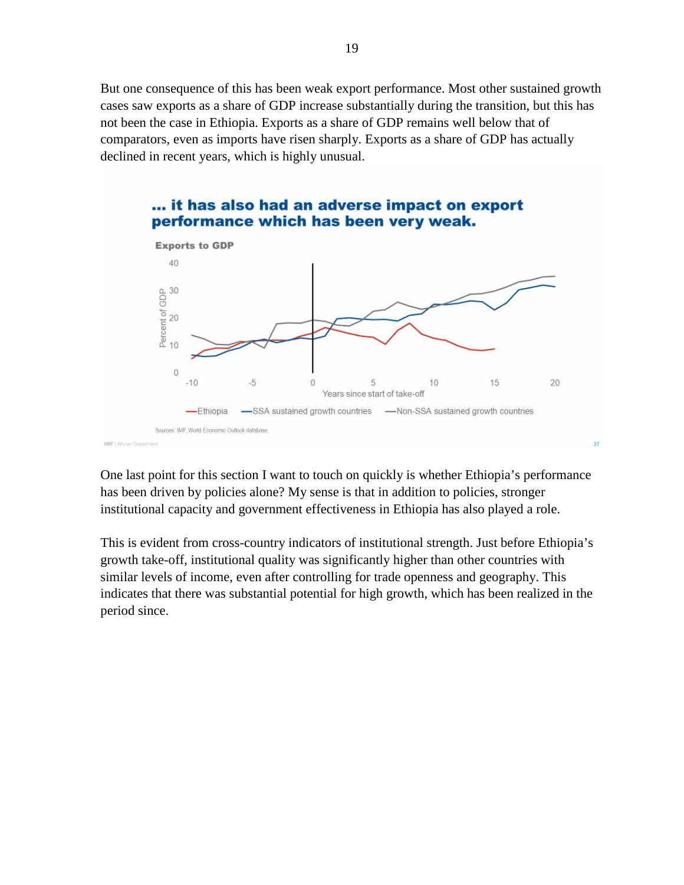But one consequence of this has been weak export performance. Most other sustained growth cases saw exports as a share of GDP increase substantially during the transition, but this has not been the case in Ethiopia. Exports as a share of GDP remains well below that of comparators, even as imports have risen sharply. Exports as a share of GDP has actually declined in recent years, which is highly unusual.

**... it has also had an adverse impact on export performance which has been very weak.**

Exports to GDP

Sources: IMF, World Economic Outlook database.

One last point for this section I want to touch on quickly is whether Ethiopia's performance has been driven by policies alone? My sense is that in addition to policies, stronger institutional capacity and government effectiveness in Ethiopia has also played a role.

This is evident from cross-country indicators of institutional strength. Just before Ethiopia's growth take-off, institutional quality was significantly higher than other countries with similar levels of income, even after controlling for trade openness and geography. This indicates that there was substantial potential for high growth, which has been realized in the period since.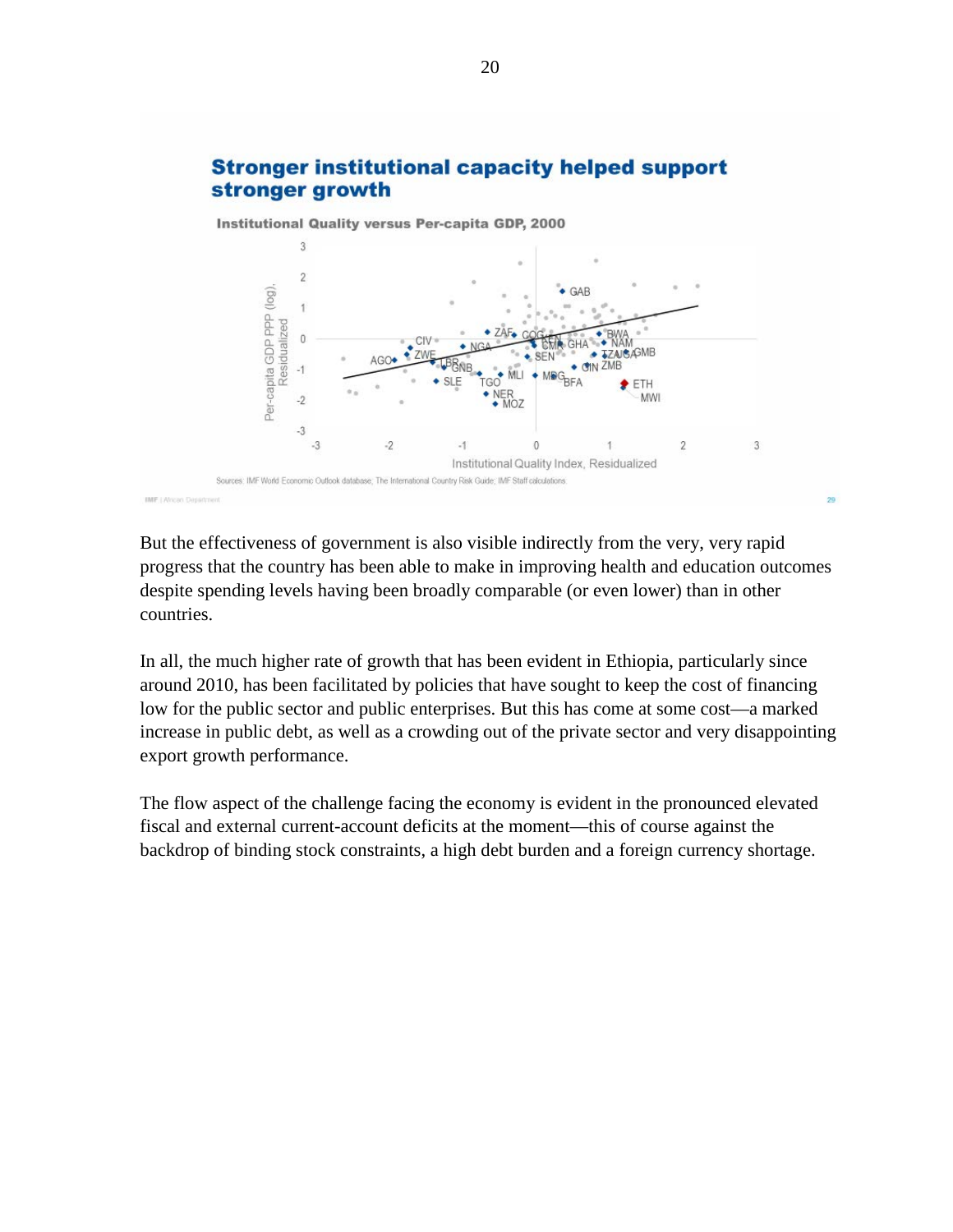**Stronger institutional capacity helped support stronger growth**

Institutional Quality versus Per-capita GDP, 2000

Sources: IMF World Economic Outlook database; The International Country Risk Guide; IMF Staff calculations.

But the effectiveness of government is also visible indirectly from the very, very rapid progress that the country has been able to make in improving health and education outcomes despite spending levels having been broadly comparable (or even lower) than in other countries.

In all, the much higher rate of growth that has been evident in Ethiopia, particularly since around 2010, has been facilitated by policies that have sought to keep the cost of financing low for the public sector and public enterprises. But this has come at some cost—a marked increase in public debt, as well as a crowding out of the private sector and very disappointing export growth performance.

The flow aspect of the challenge facing the economy is evident in the pronounced elevated fiscal and external current-account deficits at the moment—this of course against the backdrop of binding stock constraints, a high debt burden and a foreign currency shortage.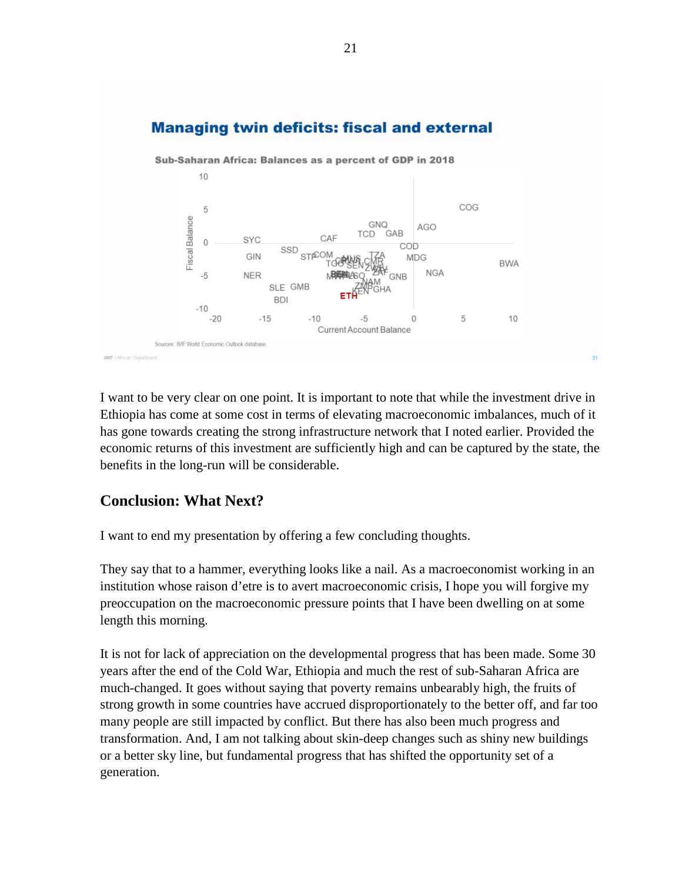Managing twin deficits: fiscal and external

Sub-Saharan Africa: Balances as a percent of GDP in 2018

Sources: IMF World Economic Outlook database.

I want to be very clear on one point. It is important to note that while the investment drive in Ethiopia has come at some cost in terms of elevating macroeconomic imbalances, much of it has gone towards creating the strong infrastructure network that I noted earlier. Provided the economic returns of this investment are sufficiently high and can be captured by the state, the benefits in the long-run will be considerable.

## Conclusion: What Next?

I want to end my presentation by offering a few concluding thoughts.

They say that to a hammer, everything looks like a nail. As a macroeconomist working in an institution whose raison d'etre is to avert macroeconomic crisis, I hope you will forgive my preoccupation on the macroeconomic pressure points that I have been dwelling on at some length this morning.

It is not for lack of appreciation on the developmental progress that has been made. Some 30 years after the end of the Cold War, Ethiopia and much the rest of sub-Saharan Africa are much-changed. It goes without saying that poverty remains unbearably high, the fruits of strong growth in some countries have accrued disproportionately to the better off, and far too many people are still impacted by conflict. But there has also been much progress and transformation. And, I am not talking about skin-deep changes such as shiny new buildings or a better sky line, but fundamental progress that has shifted the opportunity set of a generation.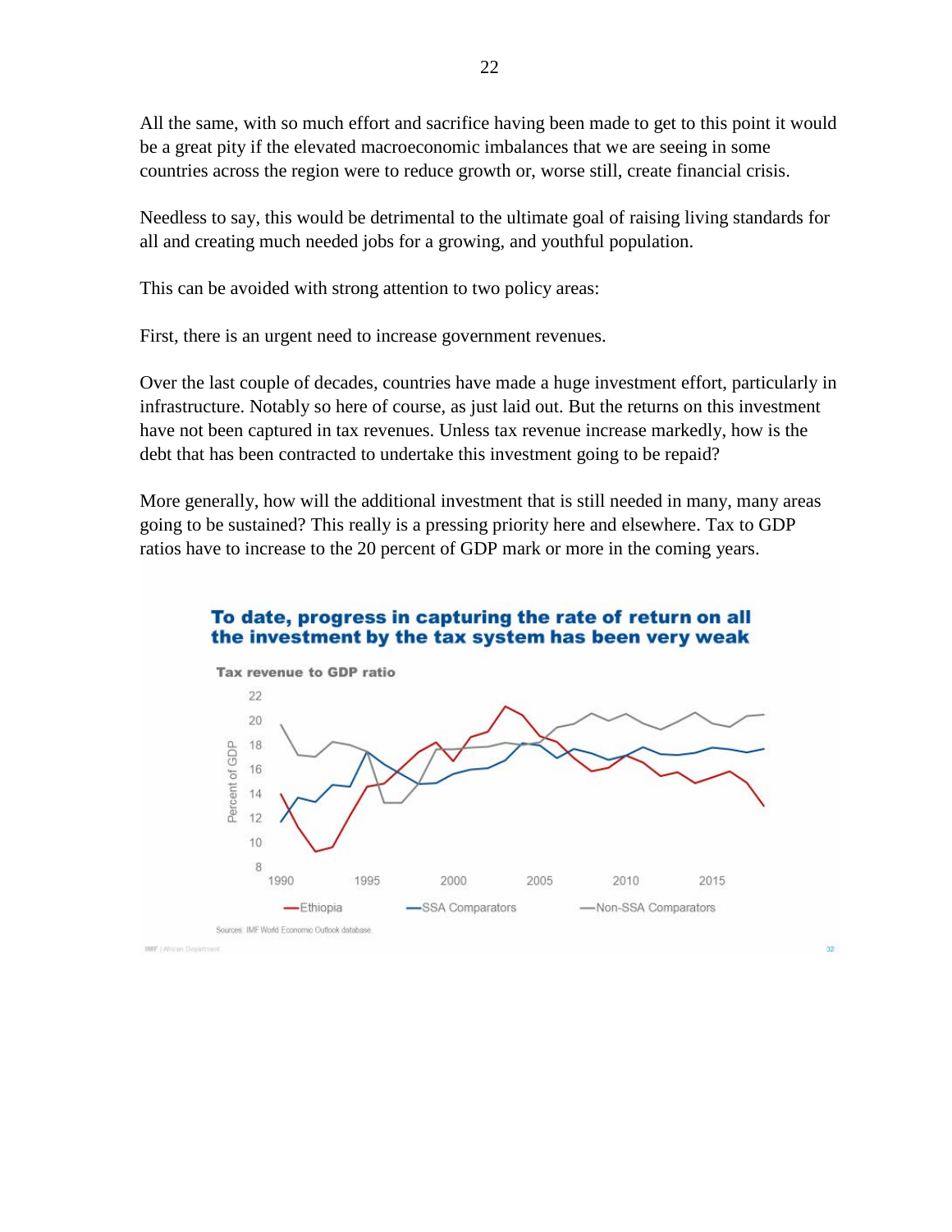All the same, with so much effort and sacrifice having been made to get to this point it would be a great pity if the elevated macroeconomic imbalances that we are seeing in some countries across the region were to reduce growth or, worse still, create financial crisis.

Needless to say, this would be detrimental to the ultimate goal of raising living standards for all and creating much needed jobs for a growing, and youthful population.

This can be avoided with strong attention to two policy areas:

First, there is an urgent need to increase government revenues.

Over the last couple of decades, countries have made a huge investment effort, particularly in infrastructure. Notably so here of course, as just laid out. But the returns on this investment have not been captured in tax revenues. Unless tax revenue increase markedly, how is the debt that has been contracted to undertake this investment going to be repaid?

More generally, how will the additional investment that is still needed in many, many areas going to be sustained? This really is a pressing priority here and elsewhere. Tax to GDP ratios have to increase to the 20 percent of GDP mark or more in the coming years.

**To date, progress in capturing the rate of return on all the investment by the tax system has been very weak**

Tax revenue to GDP ratio

Sources: IMF World Economic Outlook database.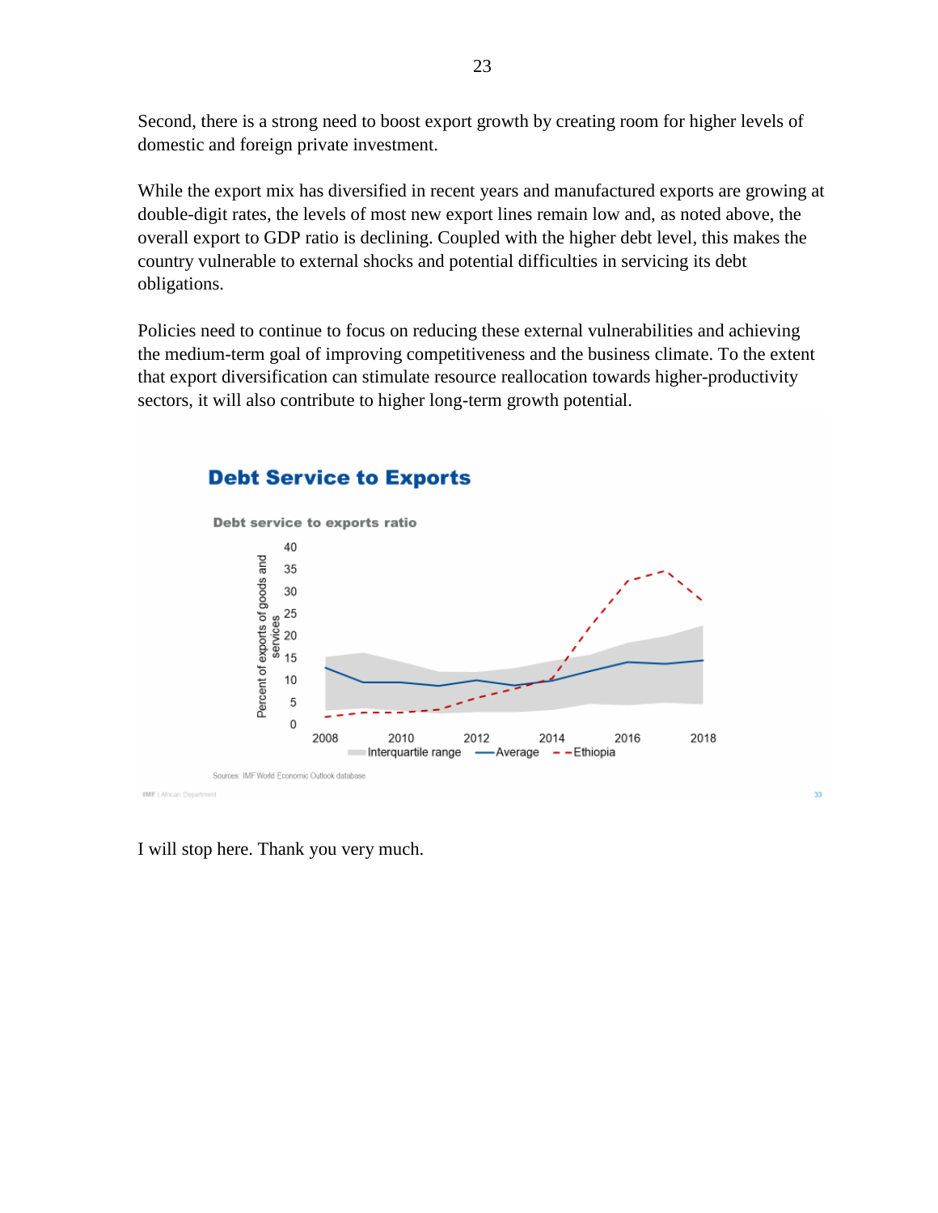Second, there is a strong need to boost export growth by creating room for higher levels of domestic and foreign private investment.

While the export mix has diversified in recent years and manufactured exports are growing at double-digit rates, the levels of most new export lines remain low and, as noted above, the overall export to GDP ratio is declining. Coupled with the higher debt level, this makes the country vulnerable to external shocks and potential difficulties in servicing its debt obligations.

Policies need to continue to focus on reducing these external vulnerabilities and achieving the medium-term goal of improving competitiveness and the business climate. To the extent that export diversification can stimulate resource reallocation towards higher-productivity sectors, it will also contribute to higher long-term growth potential.

**Debt Service to Exports**

Debt service to exports ratio

Percent of exports of goods and services

40
35
30
25
20
15
10
5
0

2008 2010 2012 2014 2016 2018

Interquartile range — Average - - Ethiopia

Sources: IMF World Economic Outlook database.

IMF | African Department

33

I will stop here. Thank you very much.